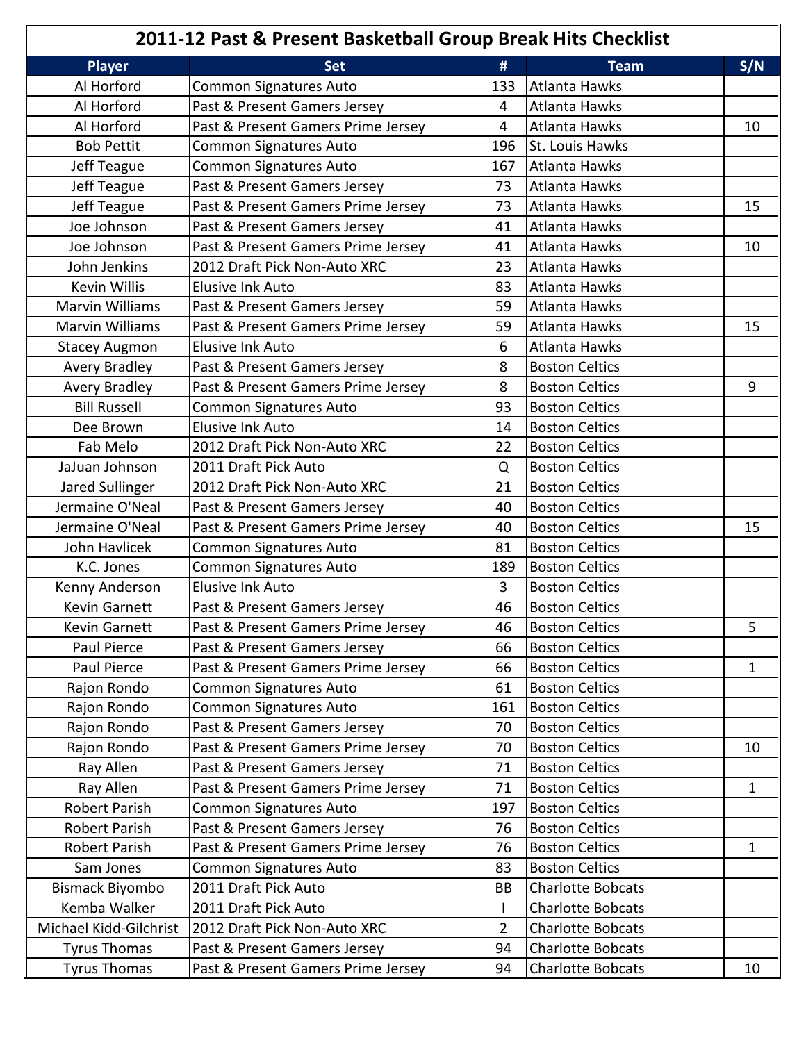# 2011-12 Past & Present Basketball Group Break Hits Checklist

| Player | Set | # | Team | S/N |
|---|---|---|---|---|
| Al Horford | Common Signatures Auto | 133 | Atlanta Hawks | |
| Al Horford | Past & Present Gamers Jersey | 4 | Atlanta Hawks | |
| Al Horford | Past & Present Gamers Prime Jersey | 4 | Atlanta Hawks | 10 |
| Bob Pettit | Common Signatures Auto | 196 | St. Louis Hawks | |
| Jeff Teague | Common Signatures Auto | 167 | Atlanta Hawks | |
| Jeff Teague | Past & Present Gamers Jersey | 73 | Atlanta Hawks | |
| Jeff Teague | Past & Present Gamers Prime Jersey | 73 | Atlanta Hawks | 15 |
| Joe Johnson | Past & Present Gamers Jersey | 41 | Atlanta Hawks | |
| Joe Johnson | Past & Present Gamers Prime Jersey | 41 | Atlanta Hawks | 10 |
| John Jenkins | 2012 Draft Pick Non-Auto XRC | 23 | Atlanta Hawks | |
| Kevin Willis | Elusive Ink Auto | 83 | Atlanta Hawks | |
| Marvin Williams | Past & Present Gamers Jersey | 59 | Atlanta Hawks | |
| Marvin Williams | Past & Present Gamers Prime Jersey | 59 | Atlanta Hawks | 15 |
| Stacey Augmon | Elusive Ink Auto | 6 | Atlanta Hawks | |
| Avery Bradley | Past & Present Gamers Jersey | 8 | Boston Celtics | |
| Avery Bradley | Past & Present Gamers Prime Jersey | 8 | Boston Celtics | 9 |
| Bill Russell | Common Signatures Auto | 93 | Boston Celtics | |
| Dee Brown | Elusive Ink Auto | 14 | Boston Celtics | |
| Fab Melo | 2012 Draft Pick Non-Auto XRC | 22 | Boston Celtics | |
| JaJuan Johnson | 2011 Draft Pick Auto | Q | Boston Celtics | |
| Jared Sullinger | 2012 Draft Pick Non-Auto XRC | 21 | Boston Celtics | |
| Jermaine O'Neal | Past & Present Gamers Jersey | 40 | Boston Celtics | |
| Jermaine O'Neal | Past & Present Gamers Prime Jersey | 40 | Boston Celtics | 15 |
| John Havlicek | Common Signatures Auto | 81 | Boston Celtics | |
| K.C. Jones | Common Signatures Auto | 189 | Boston Celtics | |
| Kenny Anderson | Elusive Ink Auto | 3 | Boston Celtics | |
| Kevin Garnett | Past & Present Gamers Jersey | 46 | Boston Celtics | |
| Kevin Garnett | Past & Present Gamers Prime Jersey | 46 | Boston Celtics | 5 |
| Paul Pierce | Past & Present Gamers Jersey | 66 | Boston Celtics | |
| Paul Pierce | Past & Present Gamers Prime Jersey | 66 | Boston Celtics | 1 |
| Rajon Rondo | Common Signatures Auto | 61 | Boston Celtics | |
| Rajon Rondo | Common Signatures Auto | 161 | Boston Celtics | |
| Rajon Rondo | Past & Present Gamers Jersey | 70 | Boston Celtics | |
| Rajon Rondo | Past & Present Gamers Prime Jersey | 70 | Boston Celtics | 10 |
| Ray Allen | Past & Present Gamers Jersey | 71 | Boston Celtics | |
| Ray Allen | Past & Present Gamers Prime Jersey | 71 | Boston Celtics | 1 |
| Robert Parish | Common Signatures Auto | 197 | Boston Celtics | |
| Robert Parish | Past & Present Gamers Jersey | 76 | Boston Celtics | |
| Robert Parish | Past & Present Gamers Prime Jersey | 76 | Boston Celtics | 1 |
| Sam Jones | Common Signatures Auto | 83 | Boston Celtics | |
| Bismack Biyombo | 2011 Draft Pick Auto | BB | Charlotte Bobcats | |
| Kemba Walker | 2011 Draft Pick Auto | I | Charlotte Bobcats | |
| Michael Kidd-Gilchrist | 2012 Draft Pick Non-Auto XRC | 2 | Charlotte Bobcats | |
| Tyrus Thomas | Past & Present Gamers Jersey | 94 | Charlotte Bobcats | |
| Tyrus Thomas | Past & Present Gamers Prime Jersey | 94 | Charlotte Bobcats | 10 |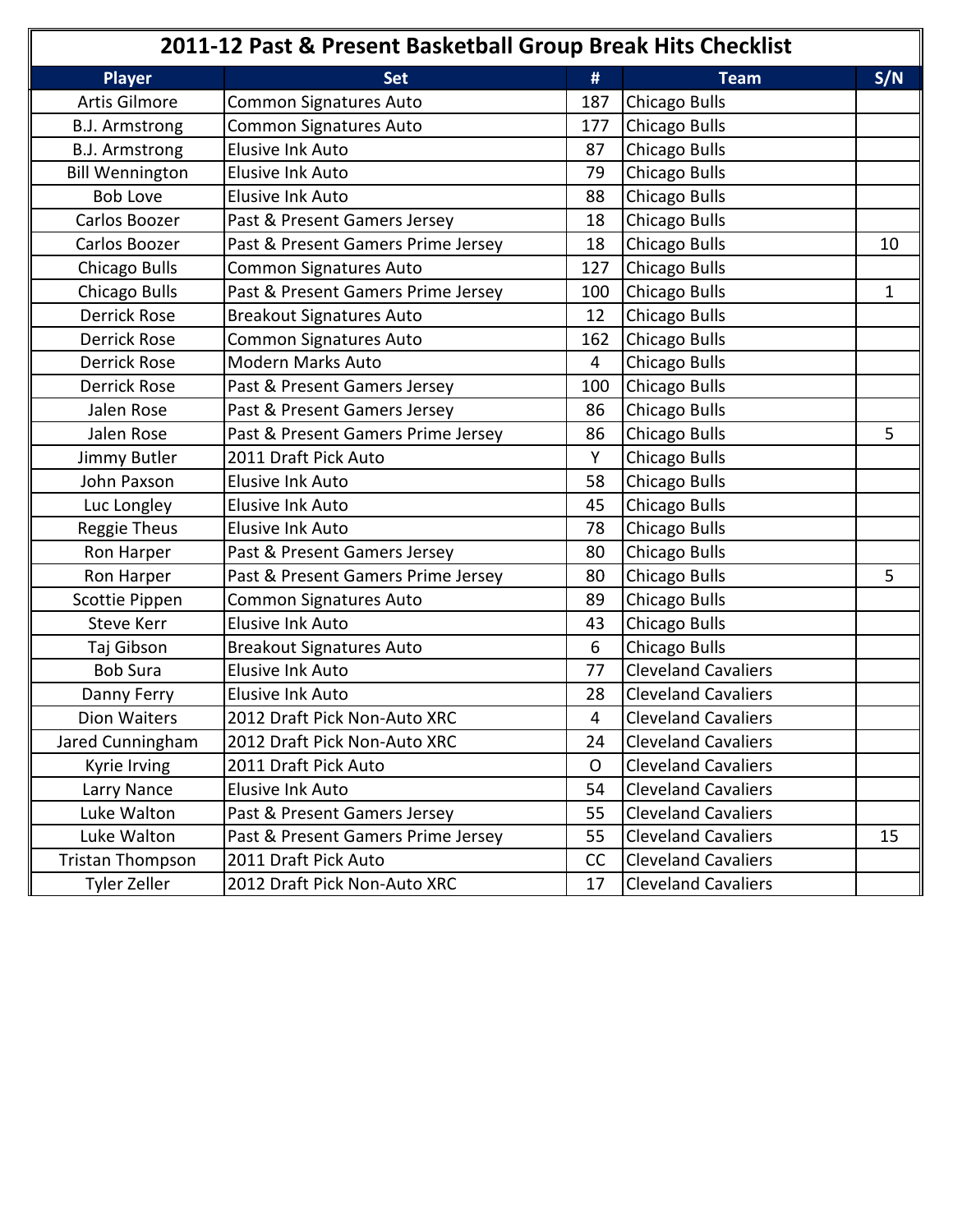# 2011-12 Past & Present Basketball Group Break Hits Checklist

| Player | Set | # | Team | S/N |
|---|---|---|---|---|
| Artis Gilmore | Common Signatures Auto | 187 | Chicago Bulls | |
| B.J. Armstrong | Common Signatures Auto | 177 | Chicago Bulls | |
| B.J. Armstrong | Elusive Ink Auto | 87 | Chicago Bulls | |
| Bill Wennington | Elusive Ink Auto | 79 | Chicago Bulls | |
| Bob Love | Elusive Ink Auto | 88 | Chicago Bulls | |
| Carlos Boozer | Past & Present Gamers Jersey | 18 | Chicago Bulls | |
| Carlos Boozer | Past & Present Gamers Prime Jersey | 18 | Chicago Bulls | 10 |
| Chicago Bulls | Common Signatures Auto | 127 | Chicago Bulls | |
| Chicago Bulls | Past & Present Gamers Prime Jersey | 100 | Chicago Bulls | 1 |
| Derrick Rose | Breakout Signatures Auto | 12 | Chicago Bulls | |
| Derrick Rose | Common Signatures Auto | 162 | Chicago Bulls | |
| Derrick Rose | Modern Marks Auto | 4 | Chicago Bulls | |
| Derrick Rose | Past & Present Gamers Jersey | 100 | Chicago Bulls | |
| Jalen Rose | Past & Present Gamers Jersey | 86 | Chicago Bulls | |
| Jalen Rose | Past & Present Gamers Prime Jersey | 86 | Chicago Bulls | 5 |
| Jimmy Butler | 2011 Draft Pick Auto | Y | Chicago Bulls | |
| John Paxson | Elusive Ink Auto | 58 | Chicago Bulls | |
| Luc Longley | Elusive Ink Auto | 45 | Chicago Bulls | |
| Reggie Theus | Elusive Ink Auto | 78 | Chicago Bulls | |
| Ron Harper | Past & Present Gamers Jersey | 80 | Chicago Bulls | |
| Ron Harper | Past & Present Gamers Prime Jersey | 80 | Chicago Bulls | 5 |
| Scottie Pippen | Common Signatures Auto | 89 | Chicago Bulls | |
| Steve Kerr | Elusive Ink Auto | 43 | Chicago Bulls | |
| Taj Gibson | Breakout Signatures Auto | 6 | Chicago Bulls | |
| Bob Sura | Elusive Ink Auto | 77 | Cleveland Cavaliers | |
| Danny Ferry | Elusive Ink Auto | 28 | Cleveland Cavaliers | |
| Dion Waiters | 2012 Draft Pick Non-Auto XRC | 4 | Cleveland Cavaliers | |
| Jared Cunningham | 2012 Draft Pick Non-Auto XRC | 24 | Cleveland Cavaliers | |
| Kyrie Irving | 2011 Draft Pick Auto | O | Cleveland Cavaliers | |
| Larry Nance | Elusive Ink Auto | 54 | Cleveland Cavaliers | |
| Luke Walton | Past & Present Gamers Jersey | 55 | Cleveland Cavaliers | |
| Luke Walton | Past & Present Gamers Prime Jersey | 55 | Cleveland Cavaliers | 15 |
| Tristan Thompson | 2011 Draft Pick Auto | CC | Cleveland Cavaliers | |
| Tyler Zeller | 2012 Draft Pick Non-Auto XRC | 17 | Cleveland Cavaliers | |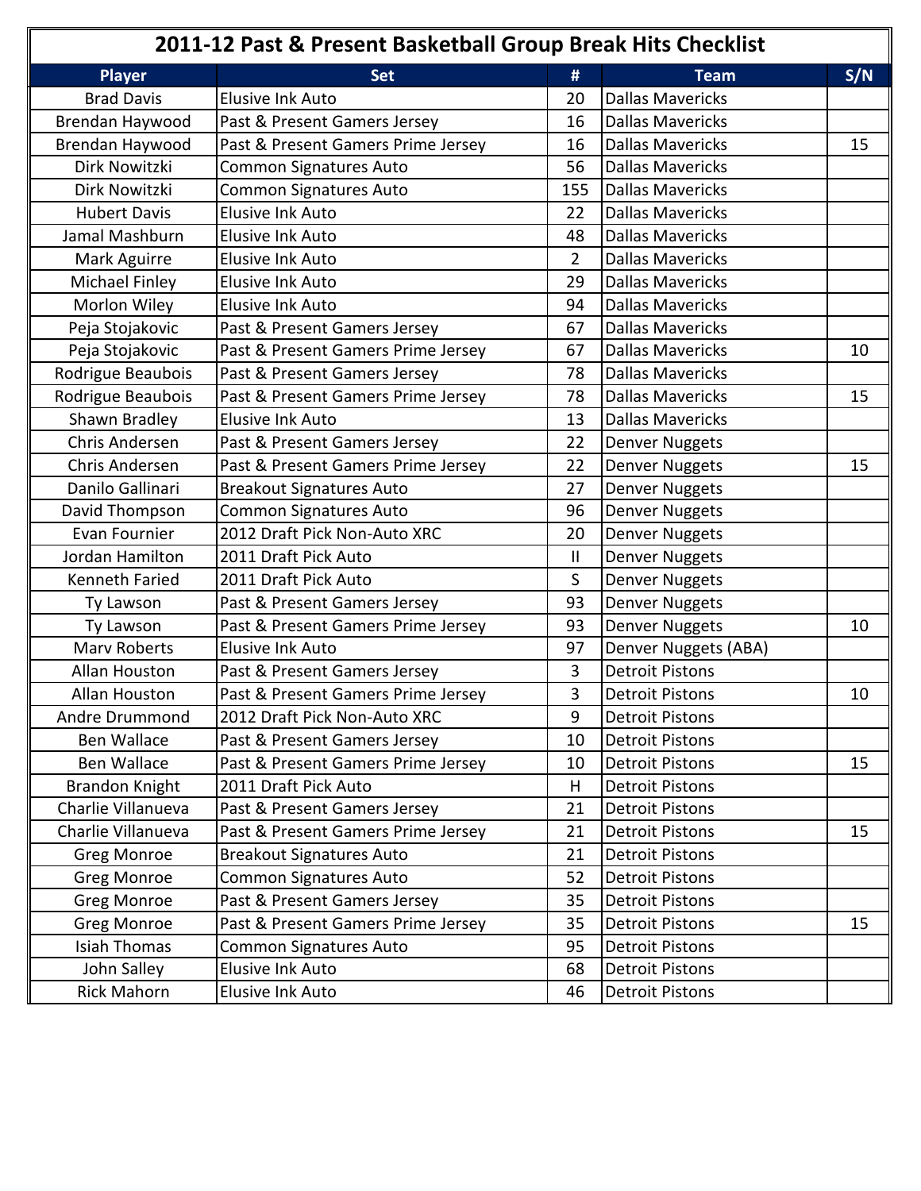# 2011-12 Past & Present Basketball Group Break Hits Checklist

| Player | Set | # | Team | S/N |
|---|---|---|---|---|
| Brad Davis | Elusive Ink Auto | 20 | Dallas Mavericks | |
| Brendan Haywood | Past & Present Gamers Jersey | 16 | Dallas Mavericks | |
| Brendan Haywood | Past & Present Gamers Prime Jersey | 16 | Dallas Mavericks | 15 |
| Dirk Nowitzki | Common Signatures Auto | 56 | Dallas Mavericks | |
| Dirk Nowitzki | Common Signatures Auto | 155 | Dallas Mavericks | |
| Hubert Davis | Elusive Ink Auto | 22 | Dallas Mavericks | |
| Jamal Mashburn | Elusive Ink Auto | 48 | Dallas Mavericks | |
| Mark Aguirre | Elusive Ink Auto | 2 | Dallas Mavericks | |
| Michael Finley | Elusive Ink Auto | 29 | Dallas Mavericks | |
| Morlon Wiley | Elusive Ink Auto | 94 | Dallas Mavericks | |
| Peja Stojakovic | Past & Present Gamers Jersey | 67 | Dallas Mavericks | |
| Peja Stojakovic | Past & Present Gamers Prime Jersey | 67 | Dallas Mavericks | 10 |
| Rodrigue Beaubois | Past & Present Gamers Jersey | 78 | Dallas Mavericks | |
| Rodrigue Beaubois | Past & Present Gamers Prime Jersey | 78 | Dallas Mavericks | 15 |
| Shawn Bradley | Elusive Ink Auto | 13 | Dallas Mavericks | |
| Chris Andersen | Past & Present Gamers Jersey | 22 | Denver Nuggets | |
| Chris Andersen | Past & Present Gamers Prime Jersey | 22 | Denver Nuggets | 15 |
| Danilo Gallinari | Breakout Signatures Auto | 27 | Denver Nuggets | |
| David Thompson | Common Signatures Auto | 96 | Denver Nuggets | |
| Evan Fournier | 2012 Draft Pick Non-Auto XRC | 20 | Denver Nuggets | |
| Jordan Hamilton | 2011 Draft Pick Auto | II | Denver Nuggets | |
| Kenneth Faried | 2011 Draft Pick Auto | S | Denver Nuggets | |
| Ty Lawson | Past & Present Gamers Jersey | 93 | Denver Nuggets | |
| Ty Lawson | Past & Present Gamers Prime Jersey | 93 | Denver Nuggets | 10 |
| Marv Roberts | Elusive Ink Auto | 97 | Denver Nuggets (ABA) | |
| Allan Houston | Past & Present Gamers Jersey | 3 | Detroit Pistons | |
| Allan Houston | Past & Present Gamers Prime Jersey | 3 | Detroit Pistons | 10 |
| Andre Drummond | 2012 Draft Pick Non-Auto XRC | 9 | Detroit Pistons | |
| Ben Wallace | Past & Present Gamers Jersey | 10 | Detroit Pistons | |
| Ben Wallace | Past & Present Gamers Prime Jersey | 10 | Detroit Pistons | 15 |
| Brandon Knight | 2011 Draft Pick Auto | H | Detroit Pistons | |
| Charlie Villanueva | Past & Present Gamers Jersey | 21 | Detroit Pistons | |
| Charlie Villanueva | Past & Present Gamers Prime Jersey | 21 | Detroit Pistons | 15 |
| Greg Monroe | Breakout Signatures Auto | 21 | Detroit Pistons | |
| Greg Monroe | Common Signatures Auto | 52 | Detroit Pistons | |
| Greg Monroe | Past & Present Gamers Jersey | 35 | Detroit Pistons | |
| Greg Monroe | Past & Present Gamers Prime Jersey | 35 | Detroit Pistons | 15 |
| Isiah Thomas | Common Signatures Auto | 95 | Detroit Pistons | |
| John Salley | Elusive Ink Auto | 68 | Detroit Pistons | |
| Rick Mahorn | Elusive Ink Auto | 46 | Detroit Pistons | |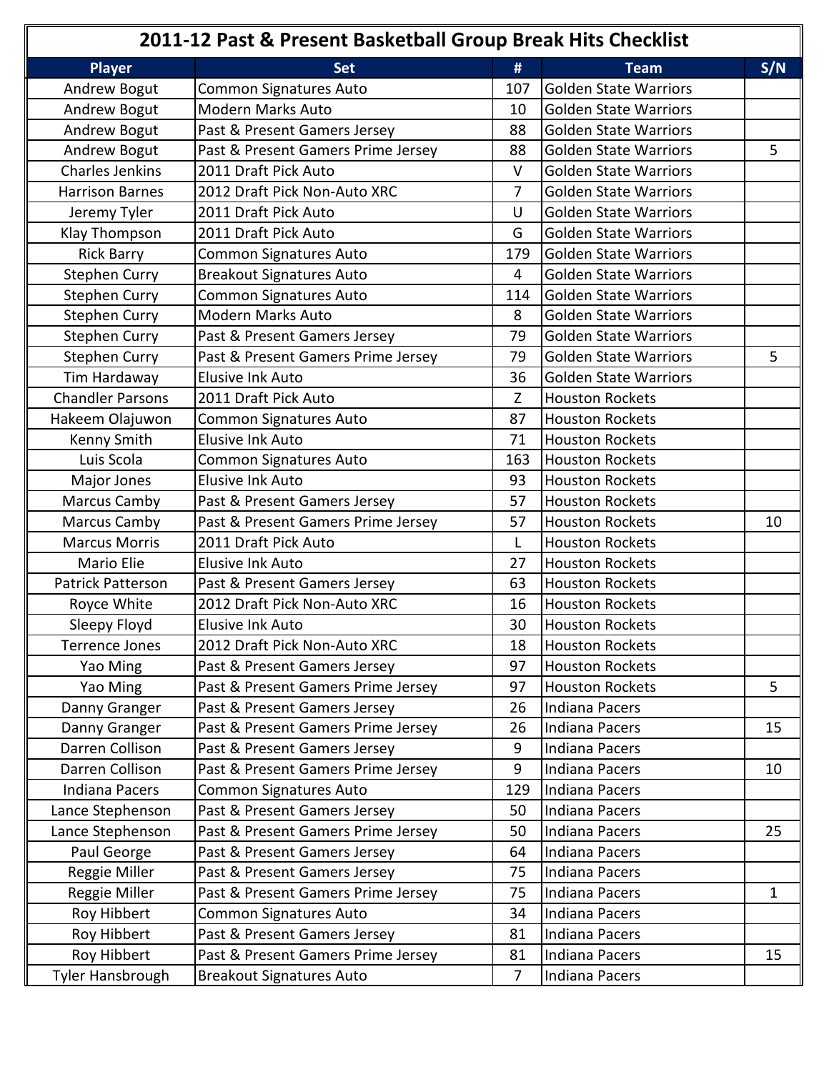# 2011-12 Past & Present Basketball Group Break Hits Checklist

| Player | Set | # | Team | S/N |
|---|---|---|---|---|
| Andrew Bogut | Common Signatures Auto | 107 | Golden State Warriors | |
| Andrew Bogut | Modern Marks Auto | 10 | Golden State Warriors | |
| Andrew Bogut | Past & Present Gamers Jersey | 88 | Golden State Warriors | |
| Andrew Bogut | Past & Present Gamers Prime Jersey | 88 | Golden State Warriors | 5 |
| Charles Jenkins | 2011 Draft Pick Auto | V | Golden State Warriors | |
| Harrison Barnes | 2012 Draft Pick Non-Auto XRC | 7 | Golden State Warriors | |
| Jeremy Tyler | 2011 Draft Pick Auto | U | Golden State Warriors | |
| Klay Thompson | 2011 Draft Pick Auto | G | Golden State Warriors | |
| Rick Barry | Common Signatures Auto | 179 | Golden State Warriors | |
| Stephen Curry | Breakout Signatures Auto | 4 | Golden State Warriors | |
| Stephen Curry | Common Signatures Auto | 114 | Golden State Warriors | |
| Stephen Curry | Modern Marks Auto | 8 | Golden State Warriors | |
| Stephen Curry | Past & Present Gamers Jersey | 79 | Golden State Warriors | |
| Stephen Curry | Past & Present Gamers Prime Jersey | 79 | Golden State Warriors | 5 |
| Tim Hardaway | Elusive Ink Auto | 36 | Golden State Warriors | |
| Chandler Parsons | 2011 Draft Pick Auto | Z | Houston Rockets | |
| Hakeem Olajuwon | Common Signatures Auto | 87 | Houston Rockets | |
| Kenny Smith | Elusive Ink Auto | 71 | Houston Rockets | |
| Luis Scola | Common Signatures Auto | 163 | Houston Rockets | |
| Major Jones | Elusive Ink Auto | 93 | Houston Rockets | |
| Marcus Camby | Past & Present Gamers Jersey | 57 | Houston Rockets | |
| Marcus Camby | Past & Present Gamers Prime Jersey | 57 | Houston Rockets | 10 |
| Marcus Morris | 2011 Draft Pick Auto | L | Houston Rockets | |
| Mario Elie | Elusive Ink Auto | 27 | Houston Rockets | |
| Patrick Patterson | Past & Present Gamers Jersey | 63 | Houston Rockets | |
| Royce White | 2012 Draft Pick Non-Auto XRC | 16 | Houston Rockets | |
| Sleepy Floyd | Elusive Ink Auto | 30 | Houston Rockets | |
| Terrence Jones | 2012 Draft Pick Non-Auto XRC | 18 | Houston Rockets | |
| Yao Ming | Past & Present Gamers Jersey | 97 | Houston Rockets | |
| Yao Ming | Past & Present Gamers Prime Jersey | 97 | Houston Rockets | 5 |
| Danny Granger | Past & Present Gamers Jersey | 26 | Indiana Pacers | |
| Danny Granger | Past & Present Gamers Prime Jersey | 26 | Indiana Pacers | 15 |
| Darren Collison | Past & Present Gamers Jersey | 9 | Indiana Pacers | |
| Darren Collison | Past & Present Gamers Prime Jersey | 9 | Indiana Pacers | 10 |
| Indiana Pacers | Common Signatures Auto | 129 | Indiana Pacers | |
| Lance Stephenson | Past & Present Gamers Jersey | 50 | Indiana Pacers | |
| Lance Stephenson | Past & Present Gamers Prime Jersey | 50 | Indiana Pacers | 25 |
| Paul George | Past & Present Gamers Jersey | 64 | Indiana Pacers | |
| Reggie Miller | Past & Present Gamers Jersey | 75 | Indiana Pacers | |
| Reggie Miller | Past & Present Gamers Prime Jersey | 75 | Indiana Pacers | 1 |
| Roy Hibbert | Common Signatures Auto | 34 | Indiana Pacers | |
| Roy Hibbert | Past & Present Gamers Jersey | 81 | Indiana Pacers | |
| Roy Hibbert | Past & Present Gamers Prime Jersey | 81 | Indiana Pacers | 15 |
| Tyler Hansbrough | Breakout Signatures Auto | 7 | Indiana Pacers | |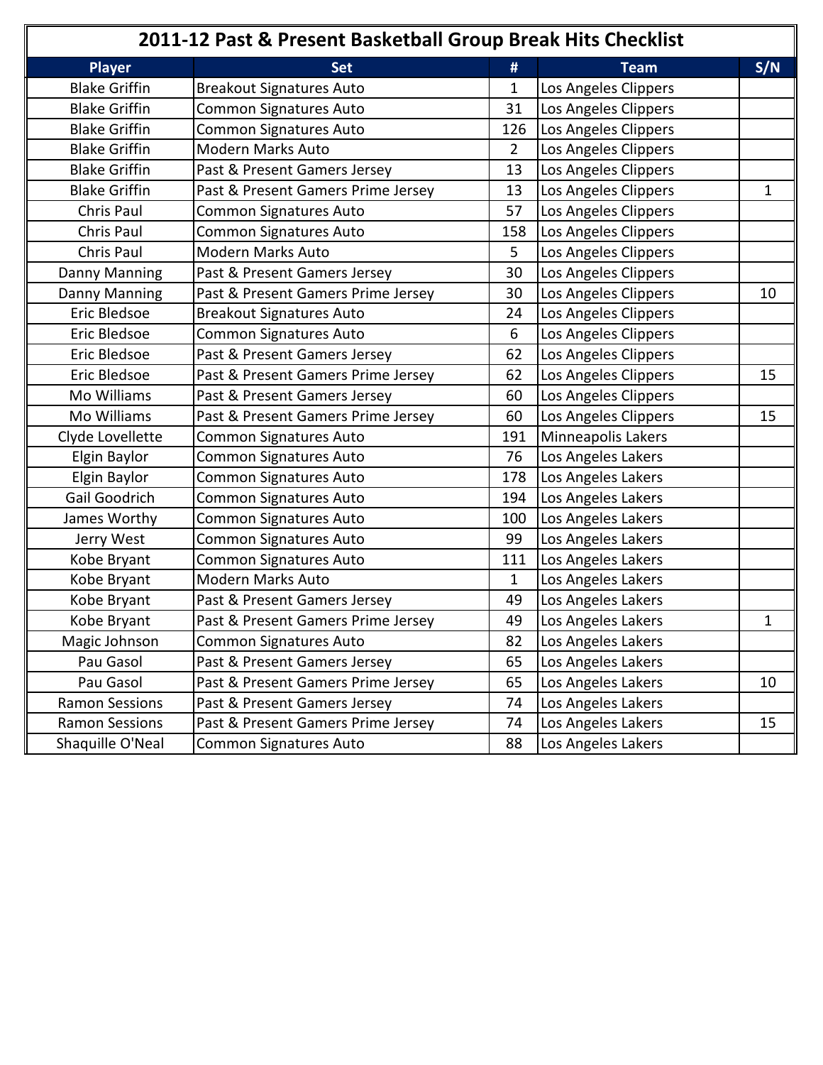# 2011-12 Past & Present Basketball Group Break Hits Checklist

| Player | Set | # | Team | S/N |
|---|---|---|---|---|
| Blake Griffin | Breakout Signatures Auto | 1 | Los Angeles Clippers | |
| Blake Griffin | Common Signatures Auto | 31 | Los Angeles Clippers | |
| Blake Griffin | Common Signatures Auto | 126 | Los Angeles Clippers | |
| Blake Griffin | Modern Marks Auto | 2 | Los Angeles Clippers | |
| Blake Griffin | Past & Present Gamers Jersey | 13 | Los Angeles Clippers | |
| Blake Griffin | Past & Present Gamers Prime Jersey | 13 | Los Angeles Clippers | 1 |
| Chris Paul | Common Signatures Auto | 57 | Los Angeles Clippers | |
| Chris Paul | Common Signatures Auto | 158 | Los Angeles Clippers | |
| Chris Paul | Modern Marks Auto | 5 | Los Angeles Clippers | |
| Danny Manning | Past & Present Gamers Jersey | 30 | Los Angeles Clippers | |
| Danny Manning | Past & Present Gamers Prime Jersey | 30 | Los Angeles Clippers | 10 |
| Eric Bledsoe | Breakout Signatures Auto | 24 | Los Angeles Clippers | |
| Eric Bledsoe | Common Signatures Auto | 6 | Los Angeles Clippers | |
| Eric Bledsoe | Past & Present Gamers Jersey | 62 | Los Angeles Clippers | |
| Eric Bledsoe | Past & Present Gamers Prime Jersey | 62 | Los Angeles Clippers | 15 |
| Mo Williams | Past & Present Gamers Jersey | 60 | Los Angeles Clippers | |
| Mo Williams | Past & Present Gamers Prime Jersey | 60 | Los Angeles Clippers | 15 |
| Clyde Lovellette | Common Signatures Auto | 191 | Minneapolis Lakers | |
| Elgin Baylor | Common Signatures Auto | 76 | Los Angeles Lakers | |
| Elgin Baylor | Common Signatures Auto | 178 | Los Angeles Lakers | |
| Gail Goodrich | Common Signatures Auto | 194 | Los Angeles Lakers | |
| James Worthy | Common Signatures Auto | 100 | Los Angeles Lakers | |
| Jerry West | Common Signatures Auto | 99 | Los Angeles Lakers | |
| Kobe Bryant | Common Signatures Auto | 111 | Los Angeles Lakers | |
| Kobe Bryant | Modern Marks Auto | 1 | Los Angeles Lakers | |
| Kobe Bryant | Past & Present Gamers Jersey | 49 | Los Angeles Lakers | |
| Kobe Bryant | Past & Present Gamers Prime Jersey | 49 | Los Angeles Lakers | 1 |
| Magic Johnson | Common Signatures Auto | 82 | Los Angeles Lakers | |
| Pau Gasol | Past & Present Gamers Jersey | 65 | Los Angeles Lakers | |
| Pau Gasol | Past & Present Gamers Prime Jersey | 65 | Los Angeles Lakers | 10 |
| Ramon Sessions | Past & Present Gamers Jersey | 74 | Los Angeles Lakers | |
| Ramon Sessions | Past & Present Gamers Prime Jersey | 74 | Los Angeles Lakers | 15 |
| Shaquille O'Neal | Common Signatures Auto | 88 | Los Angeles Lakers | |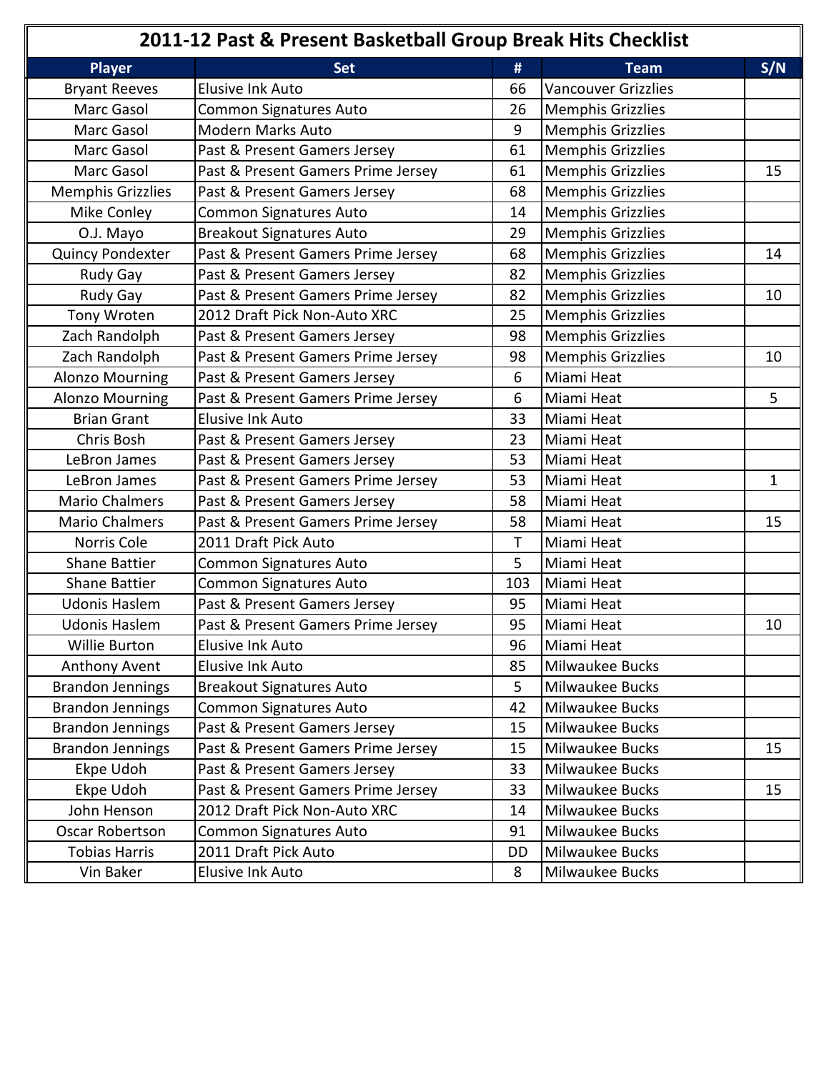# 2011-12 Past & Present Basketball Group Break Hits Checklist

| Player | Set | # | Team | S/N |
|---|---|---|---|---|
| Bryant Reeves | Elusive Ink Auto | 66 | Vancouver Grizzlies | |
| Marc Gasol | Common Signatures Auto | 26 | Memphis Grizzlies | |
| Marc Gasol | Modern Marks Auto | 9 | Memphis Grizzlies | |
| Marc Gasol | Past & Present Gamers Jersey | 61 | Memphis Grizzlies | |
| Marc Gasol | Past & Present Gamers Prime Jersey | 61 | Memphis Grizzlies | 15 |
| Memphis Grizzlies | Past & Present Gamers Jersey | 68 | Memphis Grizzlies | |
| Mike Conley | Common Signatures Auto | 14 | Memphis Grizzlies | |
| O.J. Mayo | Breakout Signatures Auto | 29 | Memphis Grizzlies | |
| Quincy Pondexter | Past & Present Gamers Prime Jersey | 68 | Memphis Grizzlies | 14 |
| Rudy Gay | Past & Present Gamers Jersey | 82 | Memphis Grizzlies | |
| Rudy Gay | Past & Present Gamers Prime Jersey | 82 | Memphis Grizzlies | 10 |
| Tony Wroten | 2012 Draft Pick Non-Auto XRC | 25 | Memphis Grizzlies | |
| Zach Randolph | Past & Present Gamers Jersey | 98 | Memphis Grizzlies | |
| Zach Randolph | Past & Present Gamers Prime Jersey | 98 | Memphis Grizzlies | 10 |
| Alonzo Mourning | Past & Present Gamers Jersey | 6 | Miami Heat | |
| Alonzo Mourning | Past & Present Gamers Prime Jersey | 6 | Miami Heat | 5 |
| Brian Grant | Elusive Ink Auto | 33 | Miami Heat | |
| Chris Bosh | Past & Present Gamers Jersey | 23 | Miami Heat | |
| LeBron James | Past & Present Gamers Jersey | 53 | Miami Heat | |
| LeBron James | Past & Present Gamers Prime Jersey | 53 | Miami Heat | 1 |
| Mario Chalmers | Past & Present Gamers Jersey | 58 | Miami Heat | |
| Mario Chalmers | Past & Present Gamers Prime Jersey | 58 | Miami Heat | 15 |
| Norris Cole | 2011 Draft Pick Auto | T | Miami Heat | |
| Shane Battier | Common Signatures Auto | 5 | Miami Heat | |
| Shane Battier | Common Signatures Auto | 103 | Miami Heat | |
| Udonis Haslem | Past & Present Gamers Jersey | 95 | Miami Heat | |
| Udonis Haslem | Past & Present Gamers Prime Jersey | 95 | Miami Heat | 10 |
| Willie Burton | Elusive Ink Auto | 96 | Miami Heat | |
| Anthony Avent | Elusive Ink Auto | 85 | Milwaukee Bucks | |
| Brandon Jennings | Breakout Signatures Auto | 5 | Milwaukee Bucks | |
| Brandon Jennings | Common Signatures Auto | 42 | Milwaukee Bucks | |
| Brandon Jennings | Past & Present Gamers Jersey | 15 | Milwaukee Bucks | |
| Brandon Jennings | Past & Present Gamers Prime Jersey | 15 | Milwaukee Bucks | 15 |
| Ekpe Udoh | Past & Present Gamers Jersey | 33 | Milwaukee Bucks | |
| Ekpe Udoh | Past & Present Gamers Prime Jersey | 33 | Milwaukee Bucks | 15 |
| John Henson | 2012 Draft Pick Non-Auto XRC | 14 | Milwaukee Bucks | |
| Oscar Robertson | Common Signatures Auto | 91 | Milwaukee Bucks | |
| Tobias Harris | 2011 Draft Pick Auto | DD | Milwaukee Bucks | |
| Vin Baker | Elusive Ink Auto | 8 | Milwaukee Bucks | |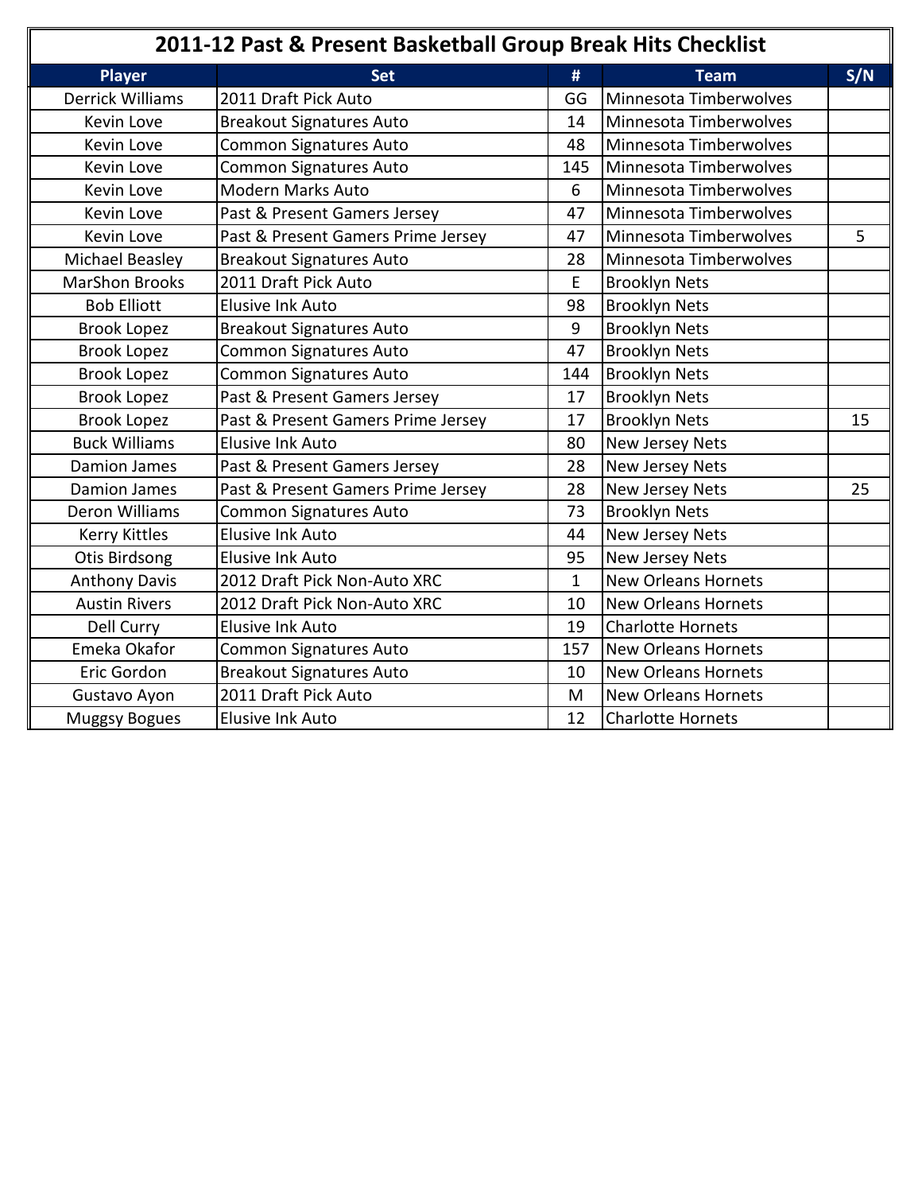# 2011-12 Past & Present Basketball Group Break Hits Checklist

| Player | Set | # | Team | S/N |
|---|---|---|---|---|
| Derrick Williams | 2011 Draft Pick Auto | GG | Minnesota Timberwolves | |
| Kevin Love | Breakout Signatures Auto | 14 | Minnesota Timberwolves | |
| Kevin Love | Common Signatures Auto | 48 | Minnesota Timberwolves | |
| Kevin Love | Common Signatures Auto | 145 | Minnesota Timberwolves | |
| Kevin Love | Modern Marks Auto | 6 | Minnesota Timberwolves | |
| Kevin Love | Past & Present Gamers Jersey | 47 | Minnesota Timberwolves | |
| Kevin Love | Past & Present Gamers Prime Jersey | 47 | Minnesota Timberwolves | 5 |
| Michael Beasley | Breakout Signatures Auto | 28 | Minnesota Timberwolves | |
| MarShon Brooks | 2011 Draft Pick Auto | E | Brooklyn Nets | |
| Bob Elliott | Elusive Ink Auto | 98 | Brooklyn Nets | |
| Brook Lopez | Breakout Signatures Auto | 9 | Brooklyn Nets | |
| Brook Lopez | Common Signatures Auto | 47 | Brooklyn Nets | |
| Brook Lopez | Common Signatures Auto | 144 | Brooklyn Nets | |
| Brook Lopez | Past & Present Gamers Jersey | 17 | Brooklyn Nets | |
| Brook Lopez | Past & Present Gamers Prime Jersey | 17 | Brooklyn Nets | 15 |
| Buck Williams | Elusive Ink Auto | 80 | New Jersey Nets | |
| Damion James | Past & Present Gamers Jersey | 28 | New Jersey Nets | |
| Damion James | Past & Present Gamers Prime Jersey | 28 | New Jersey Nets | 25 |
| Deron Williams | Common Signatures Auto | 73 | Brooklyn Nets | |
| Kerry Kittles | Elusive Ink Auto | 44 | New Jersey Nets | |
| Otis Birdsong | Elusive Ink Auto | 95 | New Jersey Nets | |
| Anthony Davis | 2012 Draft Pick Non-Auto XRC | 1 | New Orleans Hornets | |
| Austin Rivers | 2012 Draft Pick Non-Auto XRC | 10 | New Orleans Hornets | |
| Dell Curry | Elusive Ink Auto | 19 | Charlotte Hornets | |
| Emeka Okafor | Common Signatures Auto | 157 | New Orleans Hornets | |
| Eric Gordon | Breakout Signatures Auto | 10 | New Orleans Hornets | |
| Gustavo Ayon | 2011 Draft Pick Auto | M | New Orleans Hornets | |
| Muggsy Bogues | Elusive Ink Auto | 12 | Charlotte Hornets | |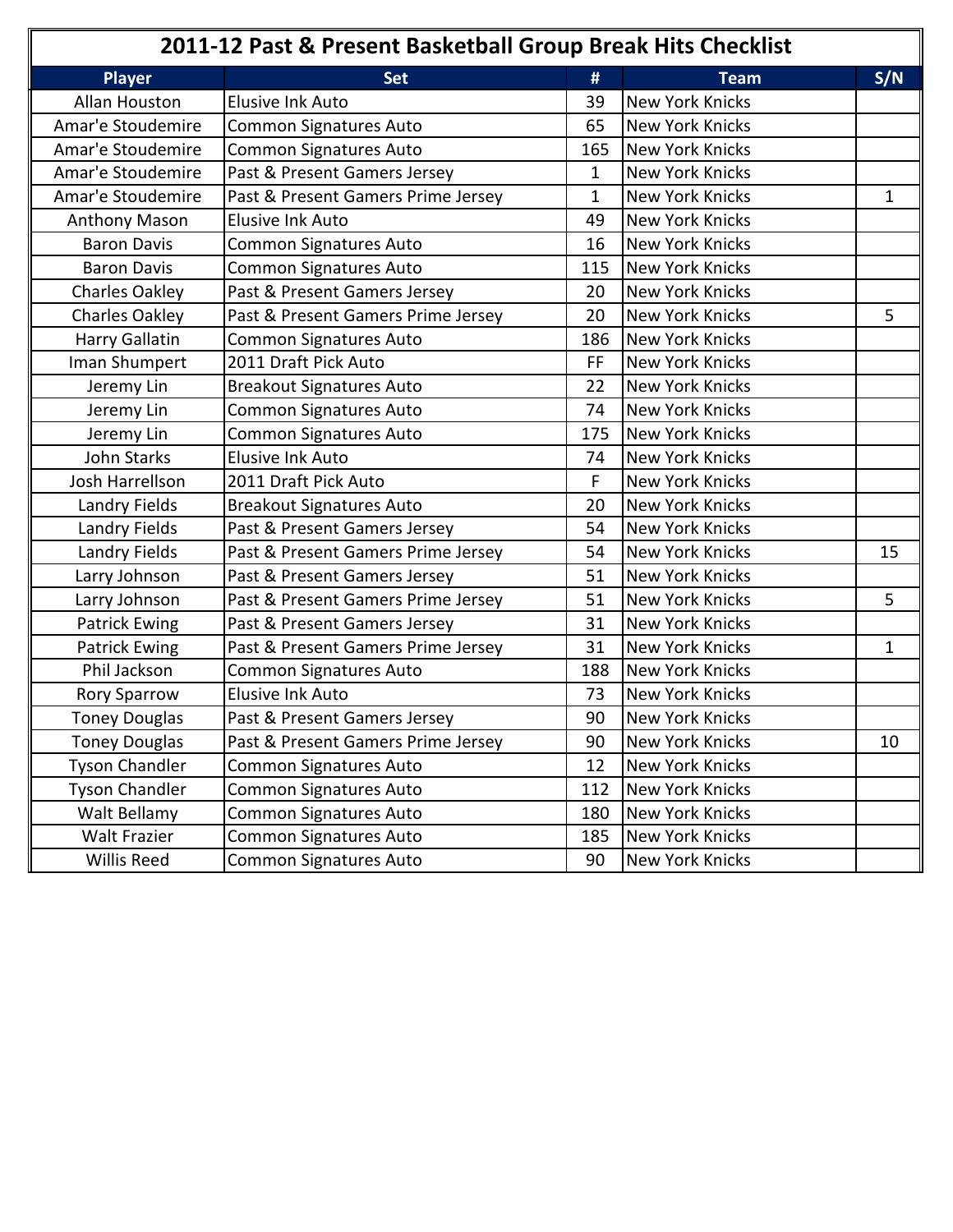# 2011-12 Past & Present Basketball Group Break Hits Checklist

| Player | Set | # | Team | S/N |
|---|---|---|---|---|
| Allan Houston | Elusive Ink Auto | 39 | New York Knicks | |
| Amar'e Stoudemire | Common Signatures Auto | 65 | New York Knicks | |
| Amar'e Stoudemire | Common Signatures Auto | 165 | New York Knicks | |
| Amar'e Stoudemire | Past & Present Gamers Jersey | 1 | New York Knicks | |
| Amar'e Stoudemire | Past & Present Gamers Prime Jersey | 1 | New York Knicks | 1 |
| Anthony Mason | Elusive Ink Auto | 49 | New York Knicks | |
| Baron Davis | Common Signatures Auto | 16 | New York Knicks | |
| Baron Davis | Common Signatures Auto | 115 | New York Knicks | |
| Charles Oakley | Past & Present Gamers Jersey | 20 | New York Knicks | |
| Charles Oakley | Past & Present Gamers Prime Jersey | 20 | New York Knicks | 5 |
| Harry Gallatin | Common Signatures Auto | 186 | New York Knicks | |
| Iman Shumpert | 2011 Draft Pick Auto | FF | New York Knicks | |
| Jeremy Lin | Breakout Signatures Auto | 22 | New York Knicks | |
| Jeremy Lin | Common Signatures Auto | 74 | New York Knicks | |
| Jeremy Lin | Common Signatures Auto | 175 | New York Knicks | |
| John Starks | Elusive Ink Auto | 74 | New York Knicks | |
| Josh Harrellson | 2011 Draft Pick Auto | F | New York Knicks | |
| Landry Fields | Breakout Signatures Auto | 20 | New York Knicks | |
| Landry Fields | Past & Present Gamers Jersey | 54 | New York Knicks | |
| Landry Fields | Past & Present Gamers Prime Jersey | 54 | New York Knicks | 15 |
| Larry Johnson | Past & Present Gamers Jersey | 51 | New York Knicks | |
| Larry Johnson | Past & Present Gamers Prime Jersey | 51 | New York Knicks | 5 |
| Patrick Ewing | Past & Present Gamers Jersey | 31 | New York Knicks | |
| Patrick Ewing | Past & Present Gamers Prime Jersey | 31 | New York Knicks | 1 |
| Phil Jackson | Common Signatures Auto | 188 | New York Knicks | |
| Rory Sparrow | Elusive Ink Auto | 73 | New York Knicks | |
| Toney Douglas | Past & Present Gamers Jersey | 90 | New York Knicks | |
| Toney Douglas | Past & Present Gamers Prime Jersey | 90 | New York Knicks | 10 |
| Tyson Chandler | Common Signatures Auto | 12 | New York Knicks | |
| Tyson Chandler | Common Signatures Auto | 112 | New York Knicks | |
| Walt Bellamy | Common Signatures Auto | 180 | New York Knicks | |
| Walt Frazier | Common Signatures Auto | 185 | New York Knicks | |
| Willis Reed | Common Signatures Auto | 90 | New York Knicks | |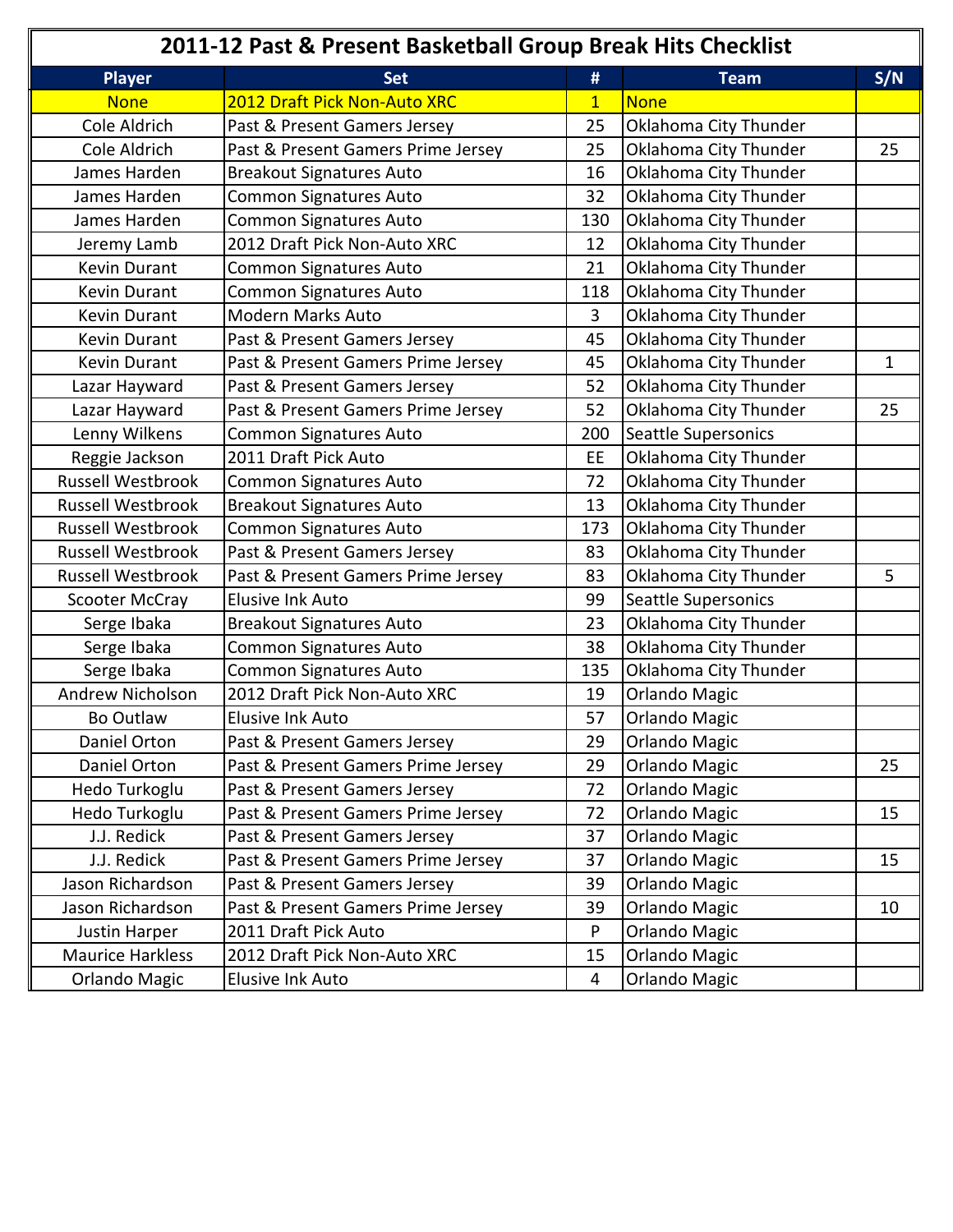# 2011-12 Past & Present Basketball Group Break Hits Checklist

| Player | Set | # | Team | S/N |
|---|---|---|---|---|
| None | 2012 Draft Pick Non-Auto XRC | 1 | None | |
| Cole Aldrich | Past & Present Gamers Jersey | 25 | Oklahoma City Thunder | |
| Cole Aldrich | Past & Present Gamers Prime Jersey | 25 | Oklahoma City Thunder | 25 |
| James Harden | Breakout Signatures Auto | 16 | Oklahoma City Thunder | |
| James Harden | Common Signatures Auto | 32 | Oklahoma City Thunder | |
| James Harden | Common Signatures Auto | 130 | Oklahoma City Thunder | |
| Jeremy Lamb | 2012 Draft Pick Non-Auto XRC | 12 | Oklahoma City Thunder | |
| Kevin Durant | Common Signatures Auto | 21 | Oklahoma City Thunder | |
| Kevin Durant | Common Signatures Auto | 118 | Oklahoma City Thunder | |
| Kevin Durant | Modern Marks Auto | 3 | Oklahoma City Thunder | |
| Kevin Durant | Past & Present Gamers Jersey | 45 | Oklahoma City Thunder | |
| Kevin Durant | Past & Present Gamers Prime Jersey | 45 | Oklahoma City Thunder | 1 |
| Lazar Hayward | Past & Present Gamers Jersey | 52 | Oklahoma City Thunder | |
| Lazar Hayward | Past & Present Gamers Prime Jersey | 52 | Oklahoma City Thunder | 25 |
| Lenny Wilkens | Common Signatures Auto | 200 | Seattle Supersonics | |
| Reggie Jackson | 2011 Draft Pick Auto | EE | Oklahoma City Thunder | |
| Russell Westbrook | Common Signatures Auto | 72 | Oklahoma City Thunder | |
| Russell Westbrook | Breakout Signatures Auto | 13 | Oklahoma City Thunder | |
| Russell Westbrook | Common Signatures Auto | 173 | Oklahoma City Thunder | |
| Russell Westbrook | Past & Present Gamers Jersey | 83 | Oklahoma City Thunder | |
| Russell Westbrook | Past & Present Gamers Prime Jersey | 83 | Oklahoma City Thunder | 5 |
| Scooter McCray | Elusive Ink Auto | 99 | Seattle Supersonics | |
| Serge Ibaka | Breakout Signatures Auto | 23 | Oklahoma City Thunder | |
| Serge Ibaka | Common Signatures Auto | 38 | Oklahoma City Thunder | |
| Serge Ibaka | Common Signatures Auto | 135 | Oklahoma City Thunder | |
| Andrew Nicholson | 2012 Draft Pick Non-Auto XRC | 19 | Orlando Magic | |
| Bo Outlaw | Elusive Ink Auto | 57 | Orlando Magic | |
| Daniel Orton | Past & Present Gamers Jersey | 29 | Orlando Magic | |
| Daniel Orton | Past & Present Gamers Prime Jersey | 29 | Orlando Magic | 25 |
| Hedo Turkoglu | Past & Present Gamers Jersey | 72 | Orlando Magic | |
| Hedo Turkoglu | Past & Present Gamers Prime Jersey | 72 | Orlando Magic | 15 |
| J.J. Redick | Past & Present Gamers Jersey | 37 | Orlando Magic | |
| J.J. Redick | Past & Present Gamers Prime Jersey | 37 | Orlando Magic | 15 |
| Jason Richardson | Past & Present Gamers Jersey | 39 | Orlando Magic | |
| Jason Richardson | Past & Present Gamers Prime Jersey | 39 | Orlando Magic | 10 |
| Justin Harper | 2011 Draft Pick Auto | P | Orlando Magic | |
| Maurice Harkless | 2012 Draft Pick Non-Auto XRC | 15 | Orlando Magic | |
| Orlando Magic | Elusive Ink Auto | 4 | Orlando Magic | |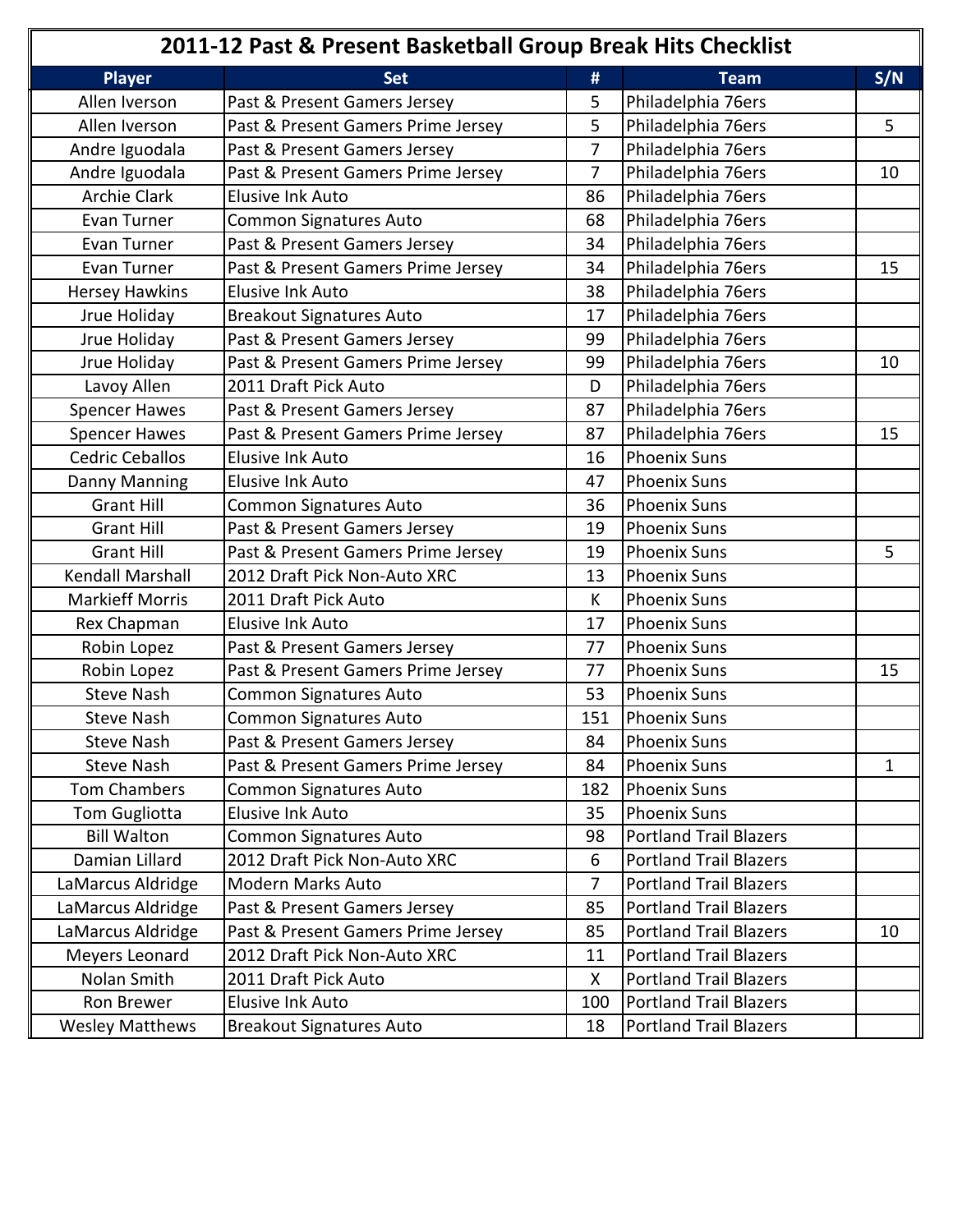# 2011-12 Past & Present Basketball Group Break Hits Checklist

| Player | Set | # | Team | S/N |
|---|---|---|---|---|
| Allen Iverson | Past & Present Gamers Jersey | 5 | Philadelphia 76ers | |
| Allen Iverson | Past & Present Gamers Prime Jersey | 5 | Philadelphia 76ers | 5 |
| Andre Iguodala | Past & Present Gamers Jersey | 7 | Philadelphia 76ers | |
| Andre Iguodala | Past & Present Gamers Prime Jersey | 7 | Philadelphia 76ers | 10 |
| Archie Clark | Elusive Ink Auto | 86 | Philadelphia 76ers | |
| Evan Turner | Common Signatures Auto | 68 | Philadelphia 76ers | |
| Evan Turner | Past & Present Gamers Jersey | 34 | Philadelphia 76ers | |
| Evan Turner | Past & Present Gamers Prime Jersey | 34 | Philadelphia 76ers | 15 |
| Hersey Hawkins | Elusive Ink Auto | 38 | Philadelphia 76ers | |
| Jrue Holiday | Breakout Signatures Auto | 17 | Philadelphia 76ers | |
| Jrue Holiday | Past & Present Gamers Jersey | 99 | Philadelphia 76ers | |
| Jrue Holiday | Past & Present Gamers Prime Jersey | 99 | Philadelphia 76ers | 10 |
| Lavoy Allen | 2011 Draft Pick Auto | D | Philadelphia 76ers | |
| Spencer Hawes | Past & Present Gamers Jersey | 87 | Philadelphia 76ers | |
| Spencer Hawes | Past & Present Gamers Prime Jersey | 87 | Philadelphia 76ers | 15 |
| Cedric Ceballos | Elusive Ink Auto | 16 | Phoenix Suns | |
| Danny Manning | Elusive Ink Auto | 47 | Phoenix Suns | |
| Grant Hill | Common Signatures Auto | 36 | Phoenix Suns | |
| Grant Hill | Past & Present Gamers Jersey | 19 | Phoenix Suns | |
| Grant Hill | Past & Present Gamers Prime Jersey | 19 | Phoenix Suns | 5 |
| Kendall Marshall | 2012 Draft Pick Non-Auto XRC | 13 | Phoenix Suns | |
| Markieff Morris | 2011 Draft Pick Auto | K | Phoenix Suns | |
| Rex Chapman | Elusive Ink Auto | 17 | Phoenix Suns | |
| Robin Lopez | Past & Present Gamers Jersey | 77 | Phoenix Suns | |
| Robin Lopez | Past & Present Gamers Prime Jersey | 77 | Phoenix Suns | 15 |
| Steve Nash | Common Signatures Auto | 53 | Phoenix Suns | |
| Steve Nash | Common Signatures Auto | 151 | Phoenix Suns | |
| Steve Nash | Past & Present Gamers Jersey | 84 | Phoenix Suns | |
| Steve Nash | Past & Present Gamers Prime Jersey | 84 | Phoenix Suns | 1 |
| Tom Chambers | Common Signatures Auto | 182 | Phoenix Suns | |
| Tom Gugliotta | Elusive Ink Auto | 35 | Phoenix Suns | |
| Bill Walton | Common Signatures Auto | 98 | Portland Trail Blazers | |
| Damian Lillard | 2012 Draft Pick Non-Auto XRC | 6 | Portland Trail Blazers | |
| LaMarcus Aldridge | Modern Marks Auto | 7 | Portland Trail Blazers | |
| LaMarcus Aldridge | Past & Present Gamers Jersey | 85 | Portland Trail Blazers | |
| LaMarcus Aldridge | Past & Present Gamers Prime Jersey | 85 | Portland Trail Blazers | 10 |
| Meyers Leonard | 2012 Draft Pick Non-Auto XRC | 11 | Portland Trail Blazers | |
| Nolan Smith | 2011 Draft Pick Auto | X | Portland Trail Blazers | |
| Ron Brewer | Elusive Ink Auto | 100 | Portland Trail Blazers | |
| Wesley Matthews | Breakout Signatures Auto | 18 | Portland Trail Blazers | |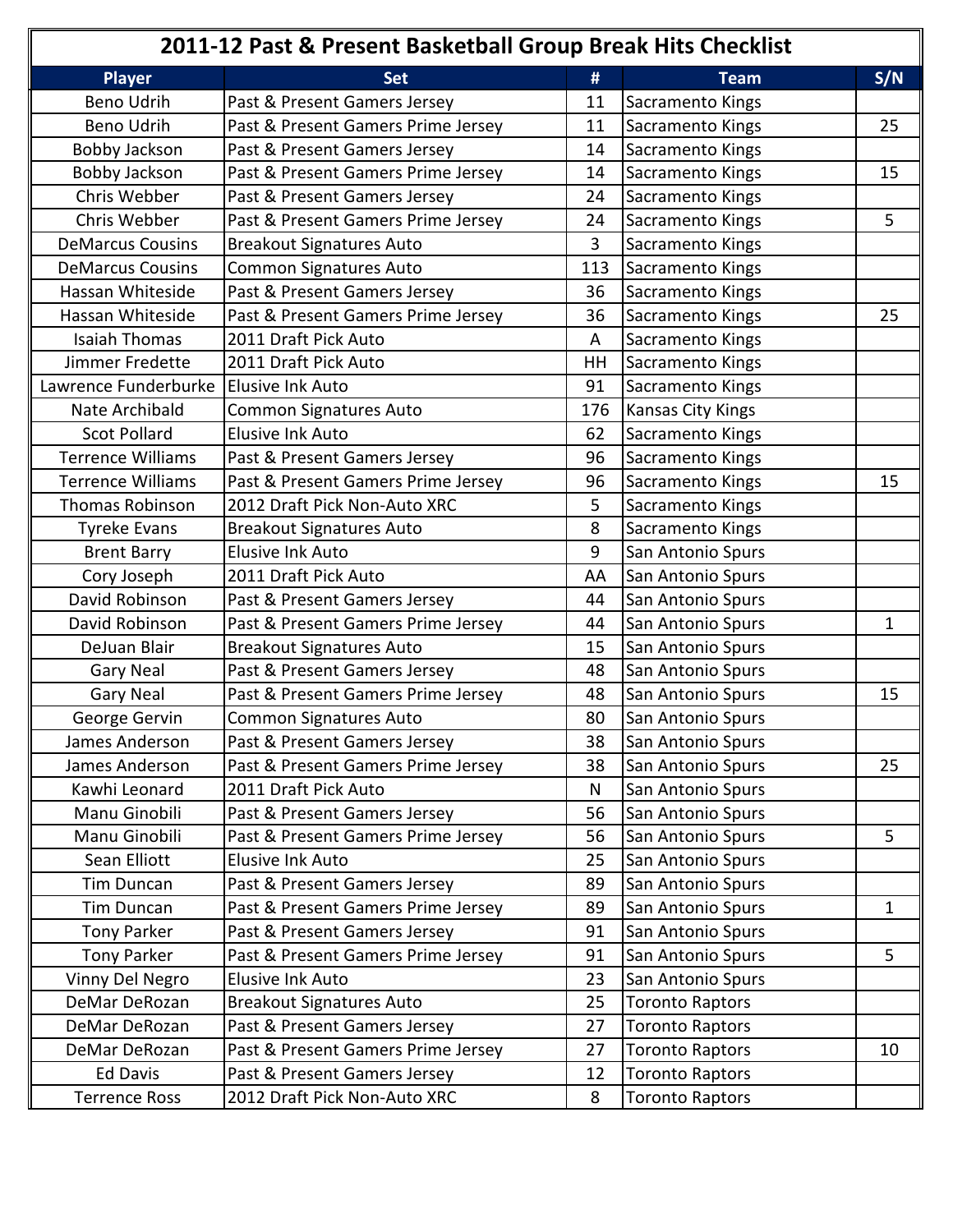# 2011-12 Past & Present Basketball Group Break Hits Checklist

| Player | Set | # | Team | S/N |
|---|---|---|---|---|
| Beno Udrih | Past & Present Gamers Jersey | 11 | Sacramento Kings | |
| Beno Udrih | Past & Present Gamers Prime Jersey | 11 | Sacramento Kings | 25 |
| Bobby Jackson | Past & Present Gamers Jersey | 14 | Sacramento Kings | |
| Bobby Jackson | Past & Present Gamers Prime Jersey | 14 | Sacramento Kings | 15 |
| Chris Webber | Past & Present Gamers Jersey | 24 | Sacramento Kings | |
| Chris Webber | Past & Present Gamers Prime Jersey | 24 | Sacramento Kings | 5 |
| DeMarcus Cousins | Breakout Signatures Auto | 3 | Sacramento Kings | |
| DeMarcus Cousins | Common Signatures Auto | 113 | Sacramento Kings | |
| Hassan Whiteside | Past & Present Gamers Jersey | 36 | Sacramento Kings | |
| Hassan Whiteside | Past & Present Gamers Prime Jersey | 36 | Sacramento Kings | 25 |
| Isaiah Thomas | 2011 Draft Pick Auto | A | Sacramento Kings | |
| Jimmer Fredette | 2011 Draft Pick Auto | HH | Sacramento Kings | |
| Lawrence Funderburke | Elusive Ink Auto | 91 | Sacramento Kings | |
| Nate Archibald | Common Signatures Auto | 176 | Kansas City Kings | |
| Scot Pollard | Elusive Ink Auto | 62 | Sacramento Kings | |
| Terrence Williams | Past & Present Gamers Jersey | 96 | Sacramento Kings | |
| Terrence Williams | Past & Present Gamers Prime Jersey | 96 | Sacramento Kings | 15 |
| Thomas Robinson | 2012 Draft Pick Non-Auto XRC | 5 | Sacramento Kings | |
| Tyreke Evans | Breakout Signatures Auto | 8 | Sacramento Kings | |
| Brent Barry | Elusive Ink Auto | 9 | San Antonio Spurs | |
| Cory Joseph | 2011 Draft Pick Auto | AA | San Antonio Spurs | |
| David Robinson | Past & Present Gamers Jersey | 44 | San Antonio Spurs | |
| David Robinson | Past & Present Gamers Prime Jersey | 44 | San Antonio Spurs | 1 |
| DeJuan Blair | Breakout Signatures Auto | 15 | San Antonio Spurs | |
| Gary Neal | Past & Present Gamers Jersey | 48 | San Antonio Spurs | |
| Gary Neal | Past & Present Gamers Prime Jersey | 48 | San Antonio Spurs | 15 |
| George Gervin | Common Signatures Auto | 80 | San Antonio Spurs | |
| James Anderson | Past & Present Gamers Jersey | 38 | San Antonio Spurs | |
| James Anderson | Past & Present Gamers Prime Jersey | 38 | San Antonio Spurs | 25 |
| Kawhi Leonard | 2011 Draft Pick Auto | N | San Antonio Spurs | |
| Manu Ginobili | Past & Present Gamers Jersey | 56 | San Antonio Spurs | |
| Manu Ginobili | Past & Present Gamers Prime Jersey | 56 | San Antonio Spurs | 5 |
| Sean Elliott | Elusive Ink Auto | 25 | San Antonio Spurs | |
| Tim Duncan | Past & Present Gamers Jersey | 89 | San Antonio Spurs | |
| Tim Duncan | Past & Present Gamers Prime Jersey | 89 | San Antonio Spurs | 1 |
| Tony Parker | Past & Present Gamers Jersey | 91 | San Antonio Spurs | |
| Tony Parker | Past & Present Gamers Prime Jersey | 91 | San Antonio Spurs | 5 |
| Vinny Del Negro | Elusive Ink Auto | 23 | San Antonio Spurs | |
| DeMar DeRozan | Breakout Signatures Auto | 25 | Toronto Raptors | |
| DeMar DeRozan | Past & Present Gamers Jersey | 27 | Toronto Raptors | |
| DeMar DeRozan | Past & Present Gamers Prime Jersey | 27 | Toronto Raptors | 10 |
| Ed Davis | Past & Present Gamers Jersey | 12 | Toronto Raptors | |
| Terrence Ross | 2012 Draft Pick Non-Auto XRC | 8 | Toronto Raptors | |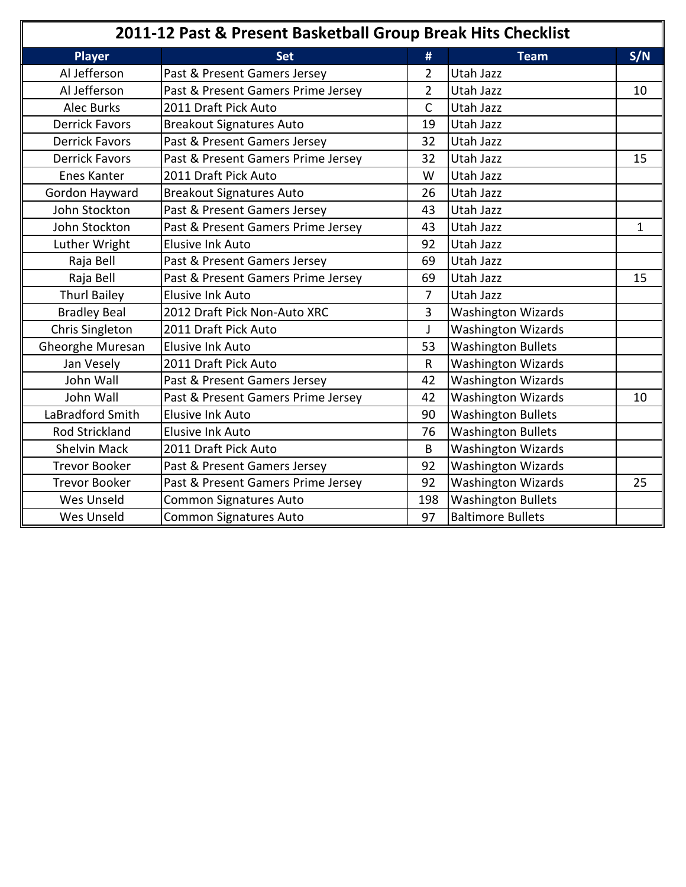# 2011-12 Past & Present Basketball Group Break Hits Checklist

| Player | Set | # | Team | S/N |
|---|---|---|---|---|
| Al Jefferson | Past & Present Gamers Jersey | 2 | Utah Jazz | |
| Al Jefferson | Past & Present Gamers Prime Jersey | 2 | Utah Jazz | 10 |
| Alec Burks | 2011 Draft Pick Auto | C | Utah Jazz | |
| Derrick Favors | Breakout Signatures Auto | 19 | Utah Jazz | |
| Derrick Favors | Past & Present Gamers Jersey | 32 | Utah Jazz | |
| Derrick Favors | Past & Present Gamers Prime Jersey | 32 | Utah Jazz | 15 |
| Enes Kanter | 2011 Draft Pick Auto | W | Utah Jazz | |
| Gordon Hayward | Breakout Signatures Auto | 26 | Utah Jazz | |
| John Stockton | Past & Present Gamers Jersey | 43 | Utah Jazz | |
| John Stockton | Past & Present Gamers Prime Jersey | 43 | Utah Jazz | 1 |
| Luther Wright | Elusive Ink Auto | 92 | Utah Jazz | |
| Raja Bell | Past & Present Gamers Jersey | 69 | Utah Jazz | |
| Raja Bell | Past & Present Gamers Prime Jersey | 69 | Utah Jazz | 15 |
| Thurl Bailey | Elusive Ink Auto | 7 | Utah Jazz | |
| Bradley Beal | 2012 Draft Pick Non-Auto XRC | 3 | Washington Wizards | |
| Chris Singleton | 2011 Draft Pick Auto | J | Washington Wizards | |
| Gheorghe Muresan | Elusive Ink Auto | 53 | Washington Bullets | |
| Jan Vesely | 2011 Draft Pick Auto | R | Washington Wizards | |
| John Wall | Past & Present Gamers Jersey | 42 | Washington Wizards | |
| John Wall | Past & Present Gamers Prime Jersey | 42 | Washington Wizards | 10 |
| LaBradford Smith | Elusive Ink Auto | 90 | Washington Bullets | |
| Rod Strickland | Elusive Ink Auto | 76 | Washington Bullets | |
| Shelvin Mack | 2011 Draft Pick Auto | B | Washington Wizards | |
| Trevor Booker | Past & Present Gamers Jersey | 92 | Washington Wizards | |
| Trevor Booker | Past & Present Gamers Prime Jersey | 92 | Washington Wizards | 25 |
| Wes Unseld | Common Signatures Auto | 198 | Washington Bullets | |
| Wes Unseld | Common Signatures Auto | 97 | Baltimore Bullets | |